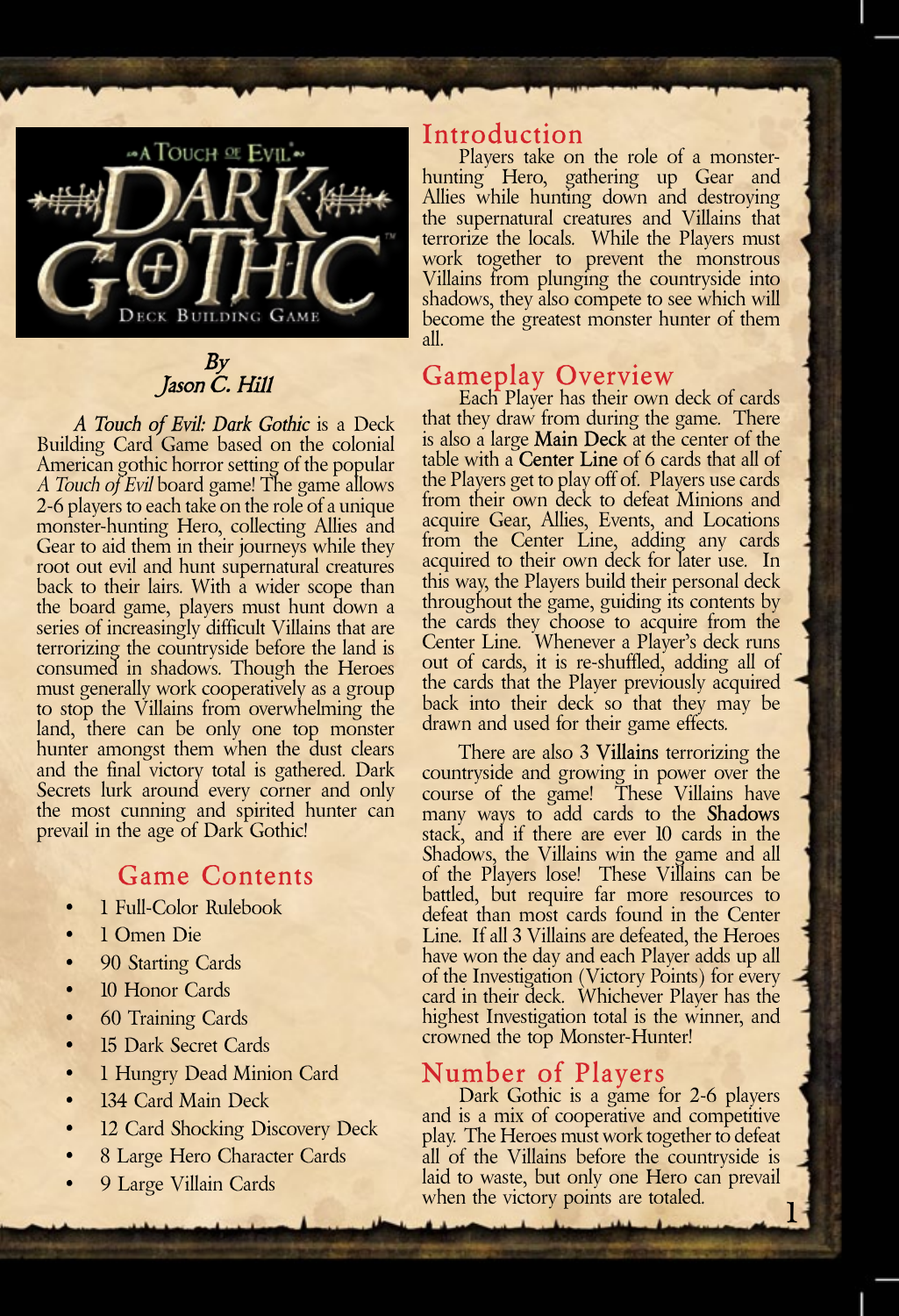# A Touch of Evil: Dark Gothic — Deck Building Game

*By*
*Jason C. Hill*

*A Touch of Evil: Dark Gothic* is a Deck Building Card Game based on the colonial American gothic horror setting of the popular *A Touch of Evil* board game! The game allows 2-6 players to each take on the role of a unique monster-hunting Hero, collecting Allies and Gear to aid them in their journeys while they root out evil and hunt supernatural creatures back to their lairs. With a wider scope than the board game, players must hunt down a series of increasingly difficult Villains that are terrorizing the countryside before the land is consumed in shadows. Though the Heroes must generally work cooperatively as a group to stop the Villains from overwhelming the land, there can be only one top monster hunter amongst them when the dust clears and the final victory total is gathered. Dark Secrets lurk around every corner and only the most cunning and spirited hunter can prevail in the age of Dark Gothic!

## Game Contents

- 1 Full-Color Rulebook
- 1 Omen Die
- 90 Starting Cards
- 10 Honor Cards
- 60 Training Cards
- 15 Dark Secret Cards
- 1 Hungry Dead Minion Card
- 134 Card Main Deck
- 12 Card Shocking Discovery Deck
- 8 Large Hero Character Cards
- 9 Large Villain Cards

## Introduction

Players take on the role of a monster-hunting Hero, gathering up Gear and Allies while hunting down and destroying the supernatural creatures and Villains that terrorize the locals. While the Players must work together to prevent the monstrous Villains from plunging the countryside into shadows, they also compete to see which will become the greatest monster hunter of them all.

## Gameplay Overview

Each Player has their own deck of cards that they draw from during the game. There is also a large **Main Deck** at the center of the table with a **Center Line** of 6 cards that all of the Players get to play off of. Players use cards from their own deck to defeat Minions and acquire Gear, Allies, Events, and Locations from the Center Line, adding any cards acquired to their own deck for later use. In this way, the Players build their personal deck throughout the game, guiding its contents by the cards they choose to acquire from the Center Line. Whenever a Player's deck runs out of cards, it is re-shuffled, adding all of the cards that the Player previously acquired back into their deck so that they may be drawn and used for their game effects.

There are also 3 **Villains** terrorizing the countryside and growing in power over the course of the game! These Villains have many ways to add cards to the **Shadows** stack, and if there are ever 10 cards in the Shadows, the Villains win the game and all of the Players lose! These Villains can be battled, but require far more resources to defeat than most cards found in the Center Line. If all 3 Villains are defeated, the Heroes have won the day and each Player adds up all of the Investigation (Victory Points) for every card in their deck. Whichever Player has the highest Investigation total is the winner, and crowned the top Monster-Hunter!

## Number of Players

Dark Gothic is a game for 2-6 players and is a mix of cooperative and competitive play. The Heroes must work together to defeat all of the Villains before the countryside is laid to waste, but only one Hero can prevail when the victory points are totaled.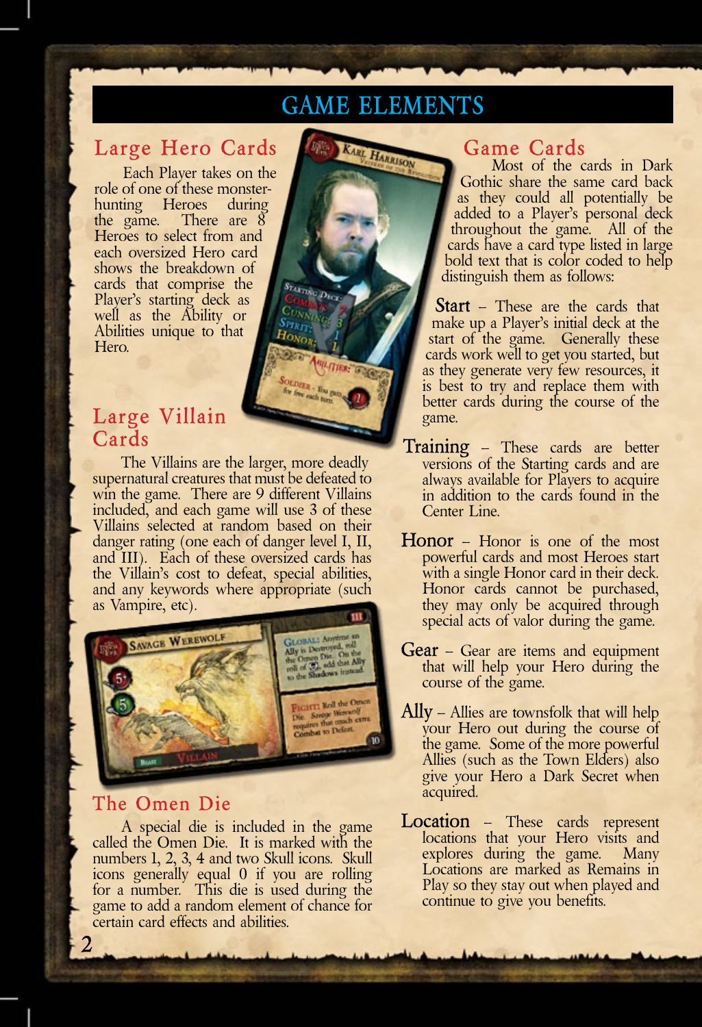# GAME ELEMENTS

## Large Hero Cards

Each Player takes on the role of one of these monster-hunting Heroes during the game. There are 8 Heroes to select from and each oversized Hero card shows the breakdown of cards that comprise the Player's starting deck as well as the Ability or Abilities unique to that Hero.

## Large Villain Cards

The Villains are the larger, more deadly supernatural creatures that must be defeated to win the game. There are 9 different Villains included, and each game will use 3 of these Villains selected at random based on their danger rating (one each of danger level I, II, and III). Each of these oversized cards has the Villain's cost to defeat, special abilities, and any keywords where appropriate (such as Vampire, etc).

## The Omen Die

A special die is included in the game called the Omen Die. It is marked with the numbers 1, 2, 3, 4 and two Skull icons. Skull icons generally equal 0 if you are rolling for a number. This die is used during the game to add a random element of chance for certain card effects and abilities.

## Game Cards

Most of the cards in Dark Gothic share the same card back as they could all potentially be added to a Player's personal deck throughout the game. All of the cards have a card type listed in large bold text that is color coded to help distinguish them as follows:

**Start** – These are the cards that make up a Player's initial deck at the start of the game. Generally these cards work well to get you started, but as they generate very few resources, it is best to try and replace them with better cards during the course of the game.

**Training** – These cards are better versions of the Starting cards and are always available for Players to acquire in addition to the cards found in the Center Line.

**Honor** – Honor is one of the most powerful cards and most Heroes start with a single Honor card in their deck. Honor cards cannot be purchased, they may only be acquired through special acts of valor during the game.

**Gear** – Gear are items and equipment that will help your Hero during the course of the game.

**Ally** – Allies are townsfolk that will help your Hero out during the course of the game. Some of the more powerful Allies (such as the Town Elders) also give your Hero a Dark Secret when acquired.

**Location** – These cards represent locations that your Hero visits and explores during the game. Many Locations are marked as Remains in Play so they stay out when played and continue to give you benefits.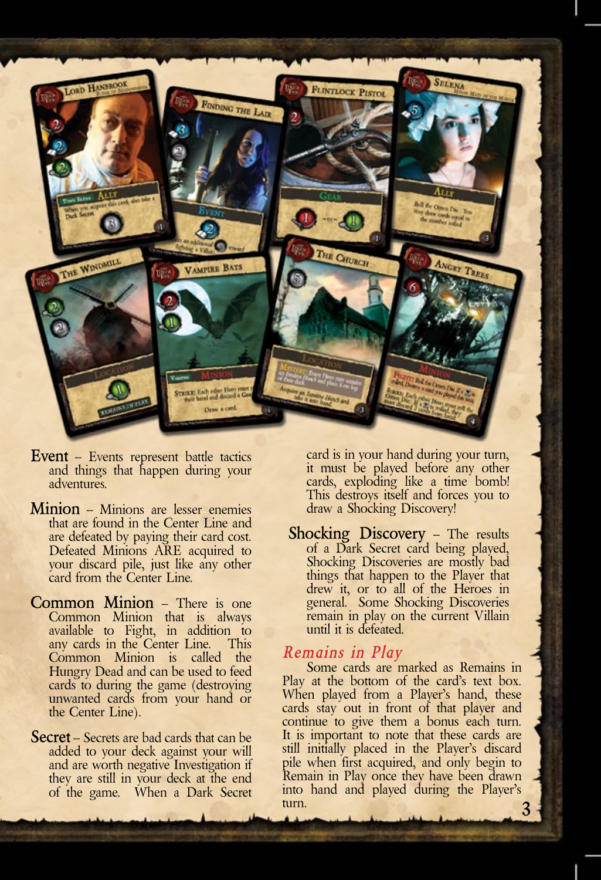**Event** – Events represent battle tactics and things that happen during your adventures.

**Minion** – Minions are lesser enemies that are found in the Center Line and are defeated by paying their card cost. Defeated Minions ARE acquired to your discard pile, just like any other card from the Center Line.

**Common Minion** – There is one Common Minion that is always available to Fight, in addition to any cards in the Center Line. This Common Minion is called the Hungry Dead and can be used to feed cards to during the game (destroying unwanted cards from your hand or the Center Line).

**Secret** – Secrets are bad cards that can be added to your deck against your will and are worth negative Investigation if they are still in your deck at the end of the game. When a Dark Secret card is in your hand during your turn, it must be played before any other cards, exploding like a time bomb! This destroys itself and forces you to draw a Shocking Discovery!

**Shocking Discovery** – The results of a Dark Secret card being played, Shocking Discoveries are mostly bad things that happen to the Player that drew it, or to all of the Heroes in general. Some Shocking Discoveries remain in play on the current Villain until it is defeated.

## *Remains in Play*

Some cards are marked as Remains in Play at the bottom of the card's text box. When played from a Player's hand, these cards stay out in front of that player and continue to give them a bonus each turn. It is important to note that these cards are still initially placed in the Player's discard pile when first acquired, and only begin to Remain in Play once they have been drawn into hand and played during the Player's turn.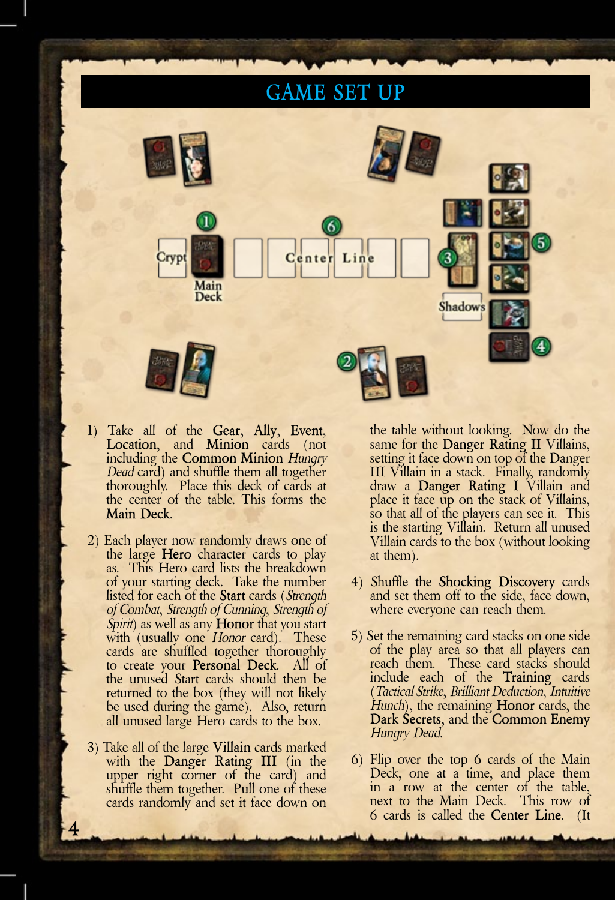# GAME SET UP

1) Take all of the **Gear**, **Ally**, **Event**, **Location**, and **Minion** cards (not including the **Common Minion** *Hungry Dead* card) and shuffle them all together thoroughly. Place this deck of cards at the center of the table. This forms the **Main Deck**.

2) Each player now randomly draws one of the large **Hero** character cards to play as. This Hero card lists the breakdown of your starting deck. Take the number listed for each of the **Start** cards (*Strength of Combat*, *Strength of Cunning*, *Strength of Spirit*) as well as any **Honor** that you start with (usually one *Honor* card). These cards are shuffled together thoroughly to create your **Personal Deck**. All of the unused Start cards should then be returned to the box (they will not likely be used during the game). Also, return all unused large Hero cards to the box.

3) Take all of the large **Villain** cards marked with the **Danger Rating III** (in the upper right corner of the card) and shuffle them together. Pull one of these cards randomly and set it face down on the table without looking. Now do the same for the **Danger Rating II** Villains, setting it face down on top of the Danger III Villain in a stack. Finally, randomly draw a **Danger Rating I** Villain and place it face up on the stack of Villains, so that all of the players can see it. This is the starting Villain. Return all unused Villain cards to the box (without looking at them).

4) Shuffle the **Shocking Discovery** cards and set them off to the side, face down, where everyone can reach them.

5) Set the remaining card stacks on one side of the play area so that all players can reach them. These card stacks should include each of the **Training** cards (*Tactical Strike*, *Brilliant Deduction*, *Intuitive Hunch*), the remaining **Honor** cards, the **Dark Secrets**, and the **Common Enemy** *Hungry Dead*.

6) Flip over the top 6 cards of the Main Deck, one at a time, and place them in a row at the center of the table, next to the Main Deck. This row of 6 cards is called the **Center Line**. (It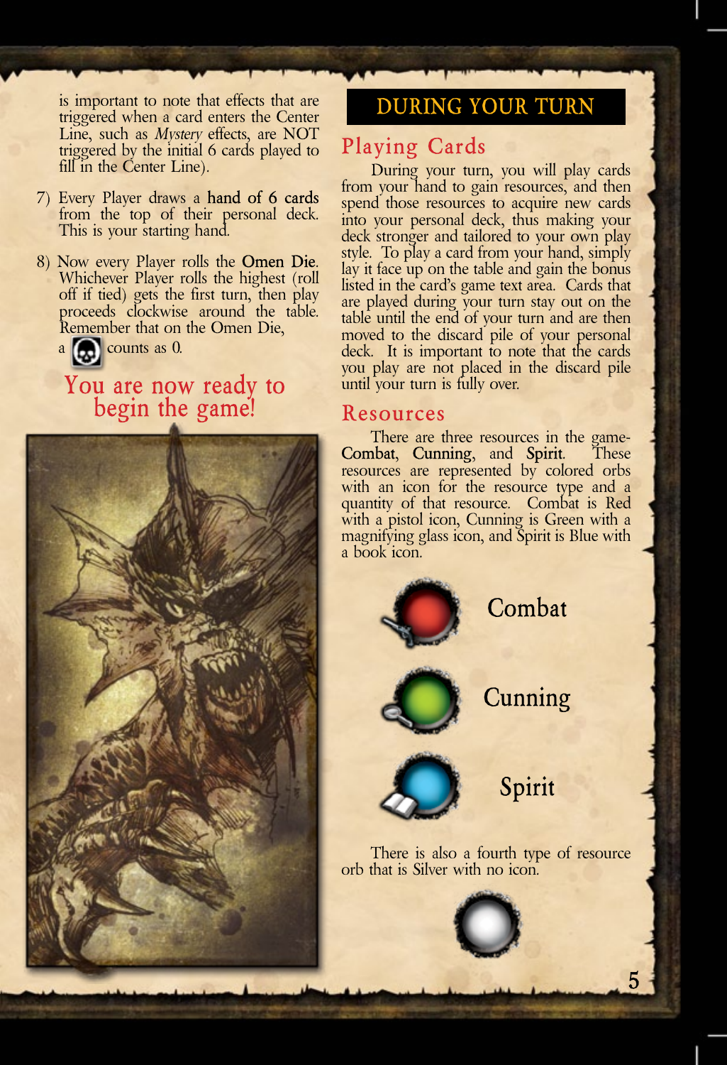is important to note that effects that are triggered when a card enters the Center Line, such as *Mystery* effects, are NOT triggered by the initial 6 cards played to fill in the Center Line).

7) Every Player draws a **hand of 6 cards** from the top of their personal deck. This is your starting hand.

8) Now every Player rolls the **Omen Die**. Whichever Player rolls the highest (roll off if tied) gets the first turn, then play proceeds clockwise around the table. Remember that on the Omen Die, a [skull icon] counts as 0.

You are now ready to begin the game!

# DURING YOUR TURN

## Playing Cards

During your turn, you will play cards from your hand to gain resources, and then spend those resources to acquire new cards into your personal deck, thus making your deck stronger and tailored to your own play style. To play a card from your hand, simply lay it face up on the table and gain the bonus listed in the card's game text area. Cards that are played during your turn stay out on the table until the end of your turn and are then moved to the discard pile of your personal deck. It is important to note that the cards you play are not placed in the discard pile until your turn is fully over.

## Resources

There are three resources in the game- **Combat**, **Cunning**, and **Spirit**. These resources are represented by colored orbs with an icon for the resource type and a quantity of that resource. Combat is Red with a pistol icon, Cunning is Green with a magnifying glass icon, and Spirit is Blue with a book icon.

Combat

Cunning

Spirit

There is also a fourth type of resource orb that is Silver with no icon.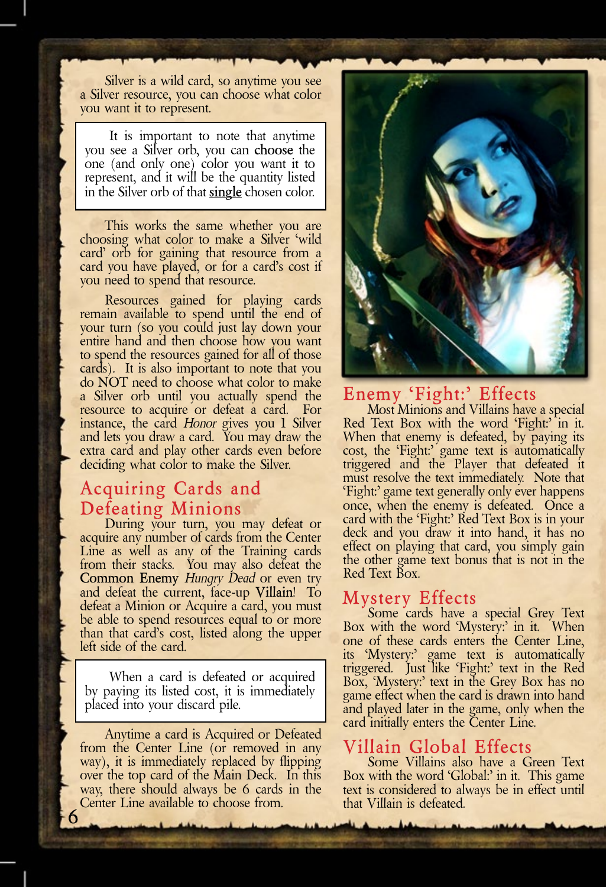Silver is a wild card, so anytime you see a Silver resource, you can choose what color you want it to represent.

> It is important to note that anytime you see a Silver orb, you can **choose** the one (and only one) color you want it to represent, and it will be the quantity listed in the Silver orb of that <u>single</u> chosen color.

This works the same whether you are choosing what color to make a Silver 'wild card' orb for gaining that resource from a card you have played, or for a card's cost if you need to spend that resource.

Resources gained for playing cards remain available to spend until the end of your turn (so you could just lay down your entire hand and then choose how you want to spend the resources gained for all of those cards). It is also important to note that you do NOT need to choose what color to make a Silver orb until you actually spend the resource to acquire or defeat a card. For instance, the card *Honor* gives you 1 Silver and lets you draw a card. You may draw the extra card and play other cards even before deciding what color to make the Silver.

## Acquiring Cards and Defeating Minions

During your turn, you may defeat or acquire any number of cards from the Center Line as well as any of the Training cards from their stacks. You may also defeat the **Common Enemy** *Hungry Dead* or even try and defeat the current, face-up **Villain**! To defeat a Minion or Acquire a card, you must be able to spend resources equal to or more than that card's cost, listed along the upper left side of the card.

> When a card is defeated or acquired by paying its listed cost, it is immediately placed into your discard pile.

Anytime a card is Acquired or Defeated from the Center Line (or removed in any way), it is immediately replaced by flipping over the top card of the Main Deck. In this way, there should always be 6 cards in the Center Line available to choose from.

## Enemy 'Fight:' Effects

Most Minions and Villains have a special Red Text Box with the word 'Fight:' in it. When that enemy is defeated, by paying its cost, the 'Fight:' game text is automatically triggered and the Player that defeated it must resolve the text immediately. Note that 'Fight:' game text generally only ever happens once, when the enemy is defeated. Once a card with the 'Fight:' Red Text Box is in your deck and you draw it into hand, it has no effect on playing that card, you simply gain the other game text bonus that is not in the Red Text Box.

## Mystery Effects

Some cards have a special Grey Text Box with the word 'Mystery:' in it. When one of these cards enters the Center Line, its 'Mystery:' game text is automatically triggered. Just like 'Fight:' text in the Red Box, 'Mystery:' text in the Grey Box has no game effect when the card is drawn into hand and played later in the game, only when the card initially enters the Center Line.

## Villain Global Effects

Some Villains also have a Green Text Box with the word 'Global:' in it. This game text is considered to always be in effect until that Villain is defeated.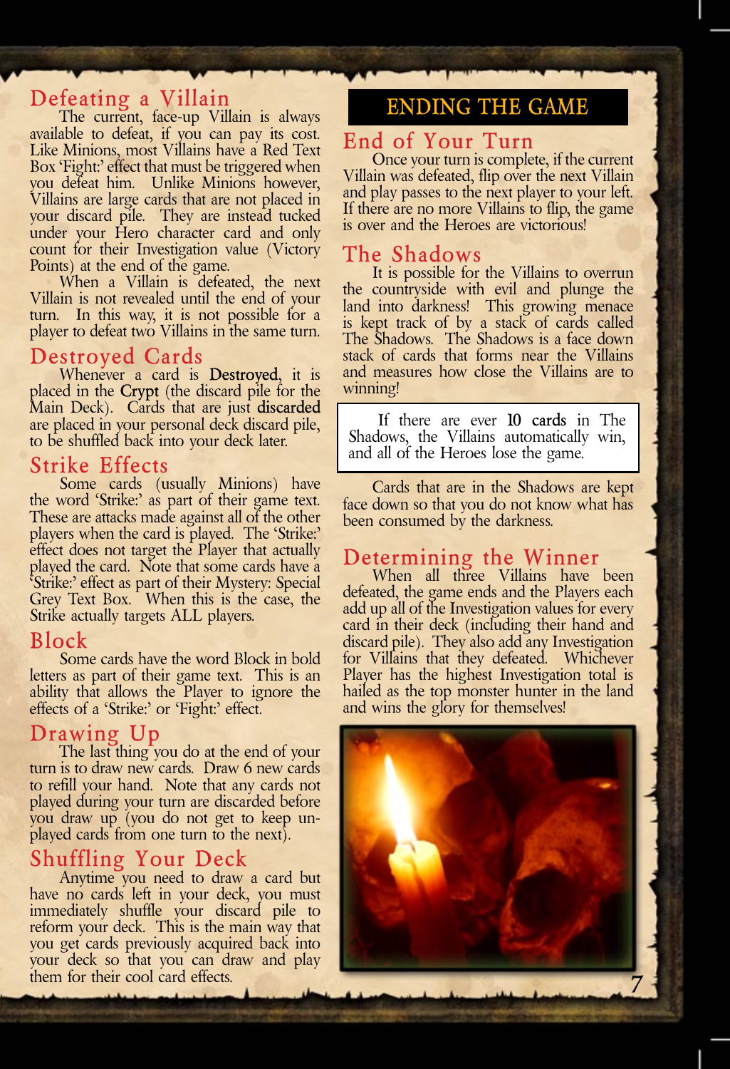## Defeating a Villain

The current, face-up Villain is always available to defeat, if you can pay its cost. Like Minions, most Villains have a Red Text Box 'Fight:' effect that must be triggered when you defeat him. Unlike Minions however, Villains are large cards that are not placed in your discard pile. They are instead tucked under your Hero character card and only count for their Investigation value (Victory Points) at the end of the game.

When a Villain is defeated, the next Villain is not revealed until the end of your turn. In this way, it is not possible for a player to defeat two Villains in the same turn.

## Destroyed Cards

Whenever a card is **Destroyed**, it is placed in the **Crypt** (the discard pile for the Main Deck). Cards that are just **discarded** are placed in your personal deck discard pile, to be shuffled back into your deck later.

## Strike Effects

Some cards (usually Minions) have the word 'Strike:' as part of their game text. These are attacks made against all of the other players when the card is played. The 'Strike:' effect does not target the Player that actually played the card. Note that some cards have a 'Strike:' effect as part of their Mystery: Special Grey Text Box. When this is the case, the Strike actually targets ALL players.

## Block

Some cards have the word Block in bold letters as part of their game text. This is an ability that allows the Player to ignore the effects of a 'Strike:' or 'Fight:' effect.

## Drawing Up

The last thing you do at the end of your turn is to draw new cards. Draw 6 new cards to refill your hand. Note that any cards not played during your turn are discarded before you draw up (you do not get to keep un-played cards from one turn to the next).

## Shuffling Your Deck

Anytime you need to draw a card but have no cards left in your deck, you must immediately shuffle your discard pile to reform your deck. This is the main way that you get cards previously acquired back into your deck so that you can draw and play them for their cool card effects.

# ENDING THE GAME

## End of Your Turn

Once your turn is complete, if the current Villain was defeated, flip over the next Villain and play passes to the next player to your left. If there are no more Villains to flip, the game is over and the Heroes are victorious!

## The Shadows

It is possible for the Villains to overrun the countryside with evil and plunge the land into darkness! This growing menace is kept track of by a stack of cards called The Shadows. The Shadows is a face down stack of cards that forms near the Villains and measures how close the Villains are to winning!

> If there are ever **10 cards** in The Shadows, the Villains automatically win, and all of the Heroes lose the game.

Cards that are in the Shadows are kept face down so that you do not know what has been consumed by the darkness.

## Determining the Winner

When all three Villains have been defeated, the game ends and the Players each add up all of the Investigation values for every card in their deck (including their hand and discard pile). They also add any Investigation for Villains that they defeated. Whichever Player has the highest Investigation total is hailed as the top monster hunter in the land and wins the glory for themselves!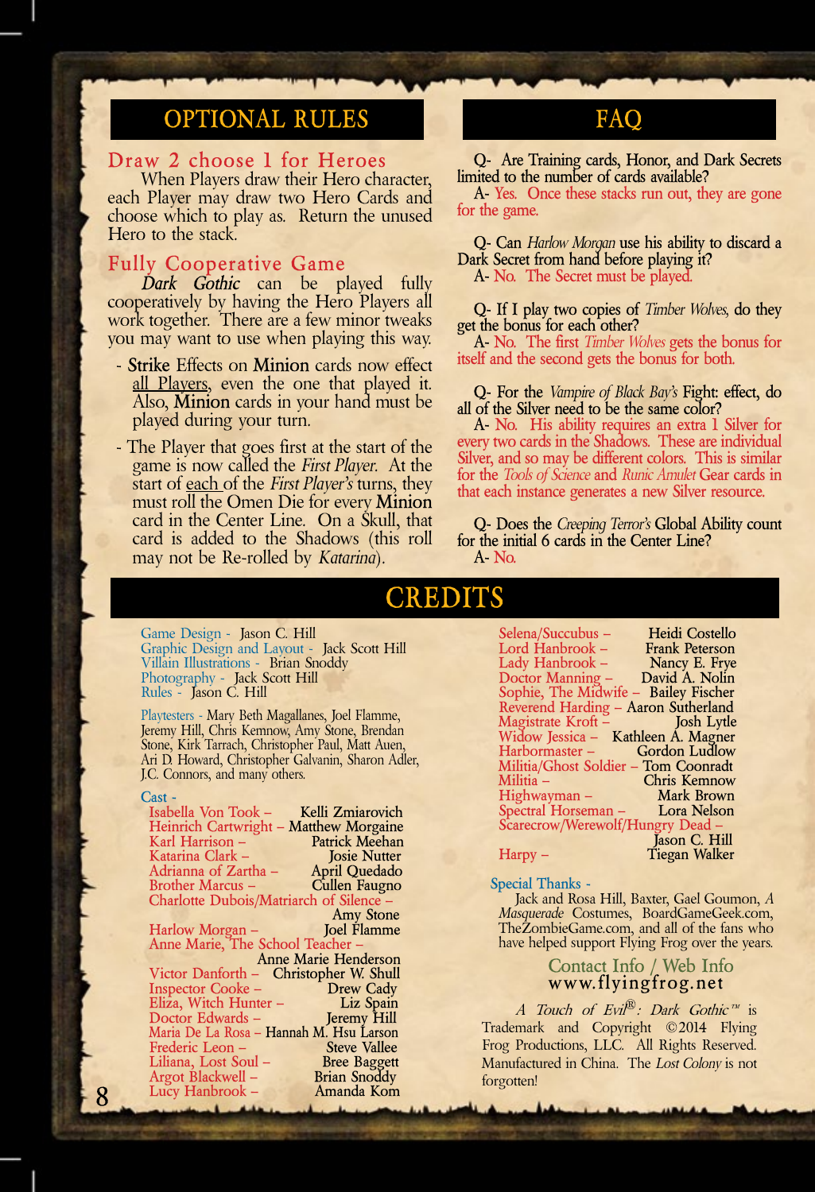## OPTIONAL RULES

### Draw 2 choose 1 for Heroes

When Players draw their Hero character, each Player may draw two Hero Cards and choose which to play as. Return the unused Hero to the stack.

### Fully Cooperative Game

*Dark Gothic* can be played fully cooperatively by having the Hero Players all work together. There are a few minor tweaks you may want to use when playing this way.

- **Strike** Effects on **Minion** cards now effect all Players, even the one that played it. Also, **Minion** cards in your hand must be played during your turn.
- The Player that goes first at the start of the game is now called the *First Player*. At the start of each of the *First Player's* turns, they must roll the Omen Die for every **Minion** card in the Center Line. On a Skull, that card is added to the Shadows (this roll may not be Re-rolled by *Katarina*).

## FAQ

Q- Are Training cards, Honor, and Dark Secrets limited to the number of cards available?
A- Yes. Once these stacks run out, they are gone for the game.

Q- Can *Harlow Morgan* use his ability to discard a Dark Secret from hand before playing it?
A- No. The Secret must be played.

Q- If I play two copies of *Timber Wolves*, do they get the bonus for each other?
A- No. The first *Timber Wolves* gets the bonus for itself and the second gets the bonus for both.

Q- For the *Vampire of Black Bay's* Fight: effect, do all of the Silver need to be the same color?
A- No. His ability requires an extra 1 Silver for every two cards in the Shadows. These are individual Silver, and so may be different colors. This is similar for the *Tools of Science* and *Runic Amulet* Gear cards in that each instance generates a new Silver resource.

Q- Does the *Creeping Terror's* Global Ability count for the initial 6 cards in the Center Line?
A- No.

## CREDITS

Game Design - Jason C. Hill
Graphic Design and Layout - Jack Scott Hill
Villain Illustrations - Brian Snoddy
Photography - Jack Scott Hill
Rules - Jason C. Hill

Playtesters - Mary Beth Magallanes, Joel Flamme, Jeremy Hill, Chris Kemnow, Amy Stone, Brendan Stone, Kirk Tarrach, Christopher Paul, Matt Auen, Ari D. Howard, Christopher Galvanin, Sharon Adler, J.C. Connors, and many others.

Cast -
Isabella Von Took – Kelli Zmiarovich
Heinrich Cartwright – Matthew Morgaine
Karl Harrison – Patrick Meehan
Katarina Clark – Josie Nutter
Adrianna of Zartha – April Quedado
Brother Marcus – Cullen Faugno
Charlotte Dubois/Matriarch of Silence – Amy Stone
Harlow Morgan – Joel Flamme
Anne Marie, The School Teacher – Anne Marie Henderson
Victor Danforth – Christopher W. Shull
Inspector Cooke – Drew Cady
Eliza, Witch Hunter – Liz Spain
Doctor Edwards – Jeremy Hill
Maria De La Rosa – Hannah M. Hsu Larson
Frederic Leon – Steve Vallee
Liliana, Lost Soul – Bree Baggett
Argot Blackwell – Brian Snoddy
Lucy Hanbrook – Amanda Kom
Selena/Succubus – Heidi Costello
Lord Hanbrook – Frank Peterson
Lady Hanbrook – Nancy E. Frye
Doctor Manning – David A. Nolin
Sophie, The Midwife – Bailey Fischer
Reverend Harding – Aaron Sutherland
Magistrate Kroft – Josh Lytle
Widow Jessica – Kathleen A. Magner
Harbormaster – Gordon Ludlow
Militia/Ghost Soldier – Tom Coonradt
Militia – Chris Kemnow
Highwayman – Mark Brown
Spectral Horseman – Lora Nelson
Scarecrow/Werewolf/Hungry Dead – Jason C. Hill
Harpy – Tiegan Walker

Special Thanks - Jack and Rosa Hill, Baxter, Gael Goumon, *A Masquerade* Costumes, BoardGameGeek.com, TheZombieGame.com, and all of the fans who have helped support Flying Frog over the years.

Contact Info / Web Info
www.flyingfrog.net

*A Touch of Evil*®*: Dark Gothic*™ is Trademark and Copyright ©2014 Flying Frog Productions, LLC. All Rights Reserved. Manufactured in China. The *Lost Colony* is not forgotten!